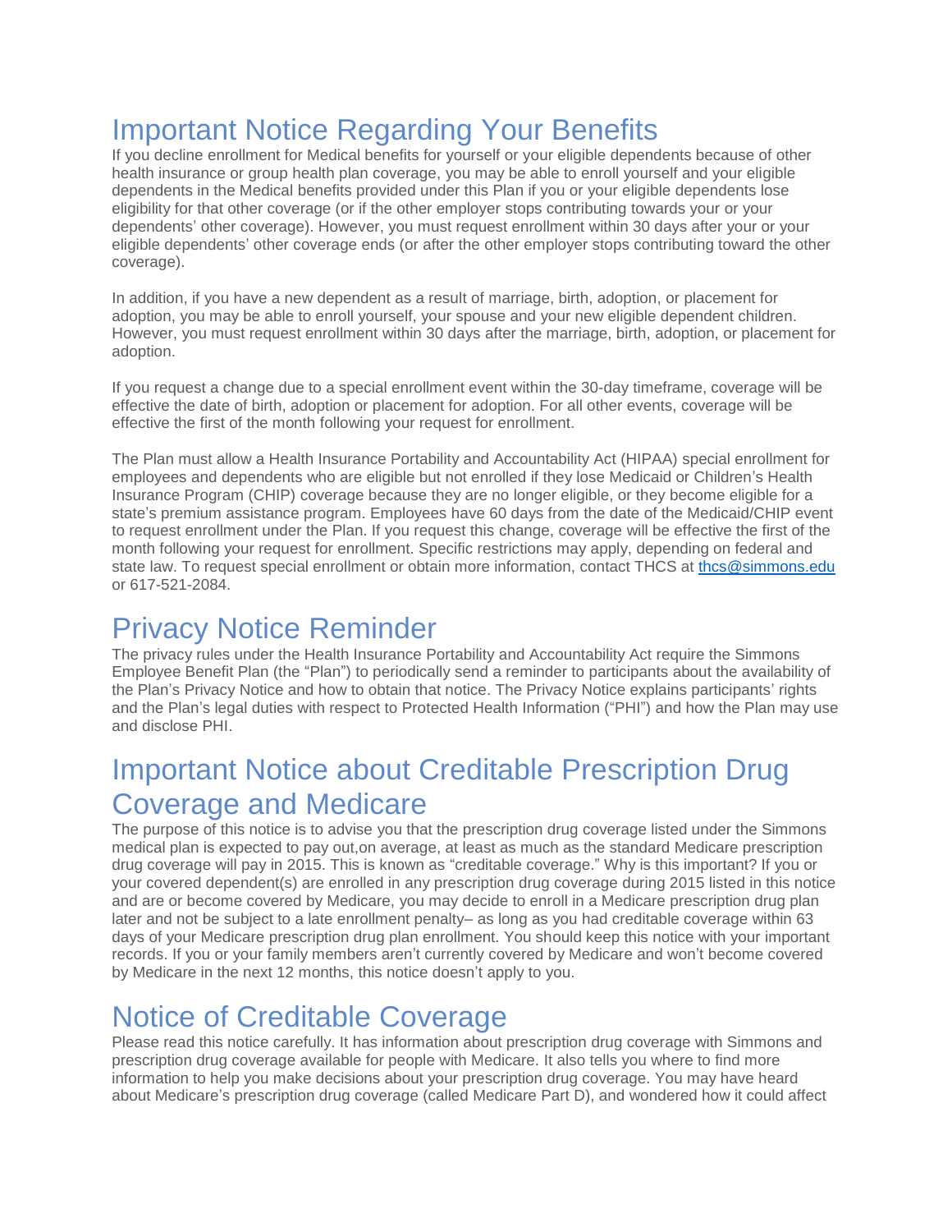# Important Notice Regarding Your Benefits

If you decline enrollment for Medical benefits for yourself or your eligible dependents because of other health insurance or group health plan coverage, you may be able to enroll yourself and your eligible dependents in the Medical benefits provided under this Plan if you or your eligible dependents lose eligibility for that other coverage (or if the other employer stops contributing towards your or your dependents' other coverage). However, you must request enrollment within 30 days after your or your eligible dependents' other coverage ends (or after the other employer stops contributing toward the other coverage).

In addition, if you have a new dependent as a result of marriage, birth, adoption, or placement for adoption, you may be able to enroll yourself, your spouse and your new eligible dependent children. However, you must request enrollment within 30 days after the marriage, birth, adoption, or placement for adoption.

If you request a change due to a special enrollment event within the 30-day timeframe, coverage will be effective the date of birth, adoption or placement for adoption. For all other events, coverage will be effective the first of the month following your request for enrollment.

The Plan must allow a Health Insurance Portability and Accountability Act (HIPAA) special enrollment for employees and dependents who are eligible but not enrolled if they lose Medicaid or Children's Health Insurance Program (CHIP) coverage because they are no longer eligible, or they become eligible for a state's premium assistance program. Employees have 60 days from the date of the Medicaid/CHIP event to request enrollment under the Plan. If you request this change, coverage will be effective the first of the month following your request for enrollment. Specific restrictions may apply, depending on federal and state law. To request special enrollment or obtain more information, contact THCS at thcs@simmons.edu or 617-521-2084.

# Privacy Notice Reminder

The privacy rules under the Health Insurance Portability and Accountability Act require the Simmons Employee Benefit Plan (the "Plan") to periodically send a reminder to participants about the availability of the Plan's Privacy Notice and how to obtain that notice. The Privacy Notice explains participants' rights and the Plan's legal duties with respect to Protected Health Information ("PHI") and how the Plan may use and disclose PHI.

# Important Notice about Creditable Prescription Drug Coverage and Medicare

The purpose of this notice is to advise you that the prescription drug coverage listed under the Simmons medical plan is expected to pay out,on average, at least as much as the standard Medicare prescription drug coverage will pay in 2015. This is known as "creditable coverage." Why is this important? If you or your covered dependent(s) are enrolled in any prescription drug coverage during 2015 listed in this notice and are or become covered by Medicare, you may decide to enroll in a Medicare prescription drug plan later and not be subject to a late enrollment penalty– as long as you had creditable coverage within 63 days of your Medicare prescription drug plan enrollment. You should keep this notice with your important records. If you or your family members aren't currently covered by Medicare and won't become covered by Medicare in the next 12 months, this notice doesn't apply to you.

# Notice of Creditable Coverage

Please read this notice carefully. It has information about prescription drug coverage with Simmons and prescription drug coverage available for people with Medicare. It also tells you where to find more information to help you make decisions about your prescription drug coverage. You may have heard about Medicare's prescription drug coverage (called Medicare Part D), and wondered how it could affect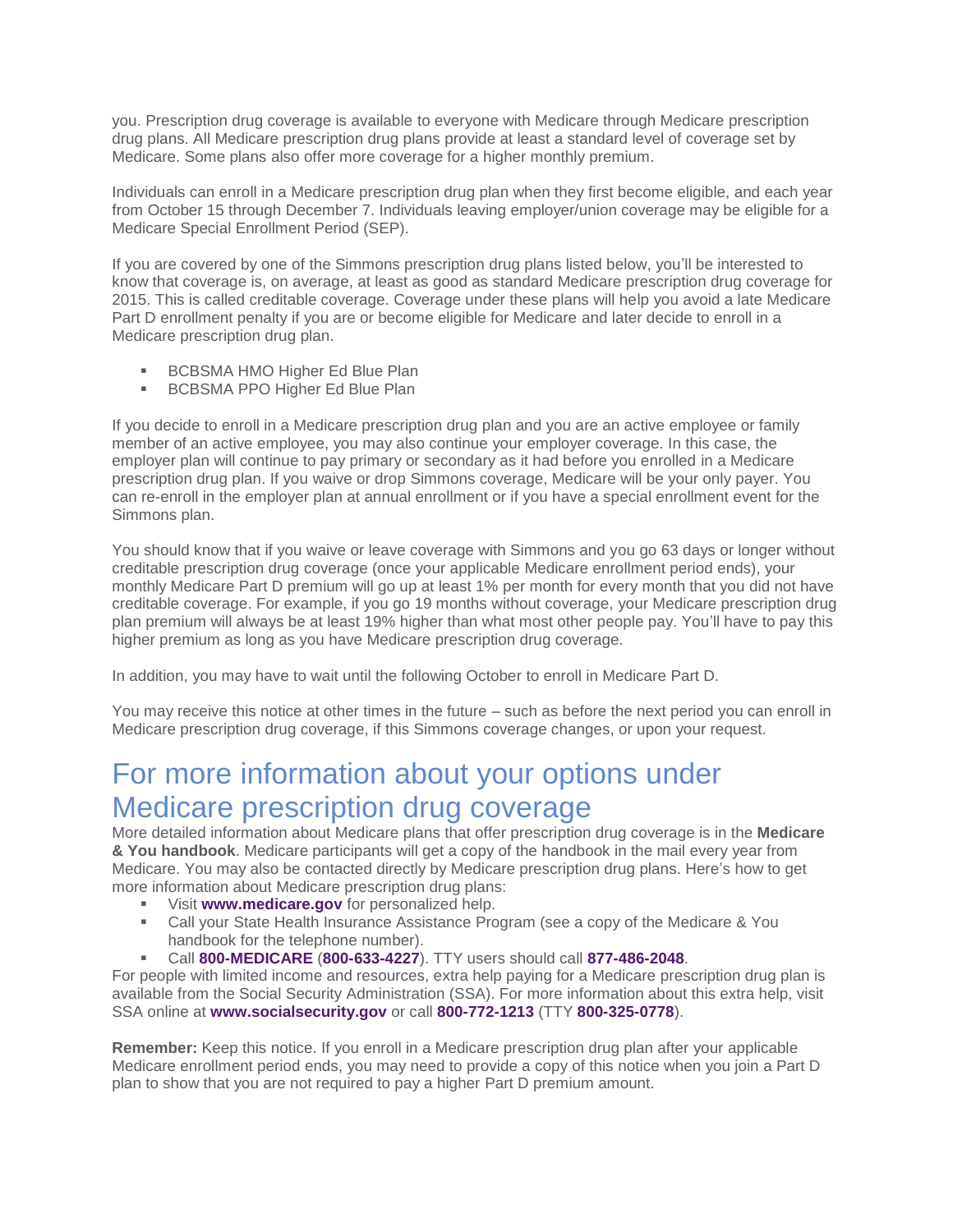you. Prescription drug coverage is available to everyone with Medicare through Medicare prescription drug plans. All Medicare prescription drug plans provide at least a standard level of coverage set by Medicare. Some plans also offer more coverage for a higher monthly premium.

Individuals can enroll in a Medicare prescription drug plan when they first become eligible, and each year from October 15 through December 7. Individuals leaving employer/union coverage may be eligible for a Medicare Special Enrollment Period (SEP).

If you are covered by one of the Simmons prescription drug plans listed below, you'll be interested to know that coverage is, on average, at least as good as standard Medicare prescription drug coverage for 2015. This is called creditable coverage. Coverage under these plans will help you avoid a late Medicare Part D enrollment penalty if you are or become eligible for Medicare and later decide to enroll in a Medicare prescription drug plan.

- BCBSMA HMO Higher Ed Blue Plan
- BCBSMA PPO Higher Ed Blue Plan

If you decide to enroll in a Medicare prescription drug plan and you are an active employee or family member of an active employee, you may also continue your employer coverage. In this case, the employer plan will continue to pay primary or secondary as it had before you enrolled in a Medicare prescription drug plan. If you waive or drop Simmons coverage, Medicare will be your only payer. You can re-enroll in the employer plan at annual enrollment or if you have a special enrollment event for the Simmons plan.

You should know that if you waive or leave coverage with Simmons and you go 63 days or longer without creditable prescription drug coverage (once your applicable Medicare enrollment period ends), your monthly Medicare Part D premium will go up at least 1% per month for every month that you did not have creditable coverage. For example, if you go 19 months without coverage, your Medicare prescription drug plan premium will always be at least 19% higher than what most other people pay. You'll have to pay this higher premium as long as you have Medicare prescription drug coverage.

In addition, you may have to wait until the following October to enroll in Medicare Part D.

You may receive this notice at other times in the future – such as before the next period you can enroll in Medicare prescription drug coverage, if this Simmons coverage changes, or upon your request.

# For more information about your options under Medicare prescription drug coverage

More detailed information about Medicare plans that offer prescription drug coverage is in the **Medicare & You handbook**. Medicare participants will get a copy of the handbook in the mail every year from Medicare. You may also be contacted directly by Medicare prescription drug plans. Here's how to get more information about Medicare prescription drug plans:

- Visit **www.medicare.gov** for personalized help.
- Call your State Health Insurance Assistance Program (see a copy of the Medicare & You handbook for the telephone number).
- Call **800-MEDICARE** (**800-633-4227**). TTY users should call **877-486-2048**.

For people with limited income and resources, extra help paying for a Medicare prescription drug plan is available from the Social Security Administration (SSA). For more information about this extra help, visit SSA online at **www.socialsecurity.gov** or call **800-772-1213** (TTY **800-325-0778**).

**Remember:** Keep this notice. If you enroll in a Medicare prescription drug plan after your applicable Medicare enrollment period ends, you may need to provide a copy of this notice when you join a Part D plan to show that you are not required to pay a higher Part D premium amount.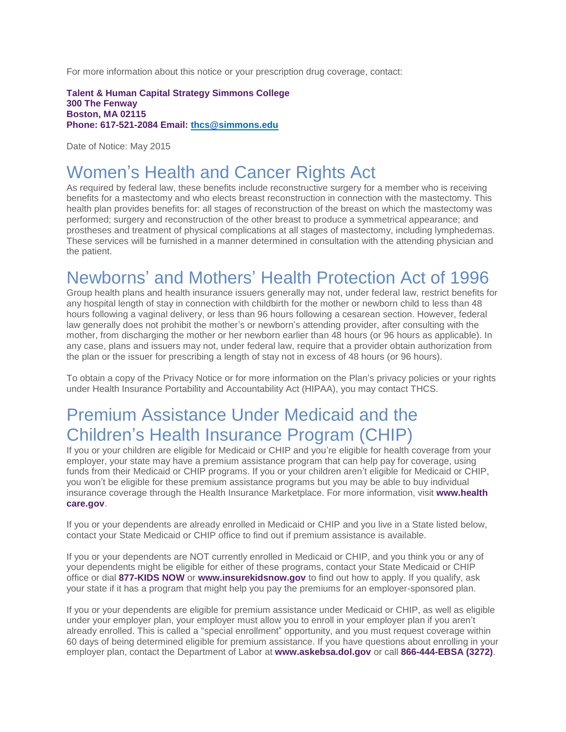For more information about this notice or your prescription drug coverage, contact:

**Talent & Human Capital Strategy Simmons College**
**300 The Fenway**
**Boston, MA 02115**
**Phone: 617-521-2084 Email: thcs@simmons.edu**

Date of Notice: May 2015

# Women's Health and Cancer Rights Act

As required by federal law, these benefits include reconstructive surgery for a member who is receiving benefits for a mastectomy and who elects breast reconstruction in connection with the mastectomy. This health plan provides benefits for: all stages of reconstruction of the breast on which the mastectomy was performed; surgery and reconstruction of the other breast to produce a symmetrical appearance; and prostheses and treatment of physical complications at all stages of mastectomy, including lymphedemas. These services will be furnished in a manner determined in consultation with the attending physician and the patient.

# Newborns' and Mothers' Health Protection Act of 1996

Group health plans and health insurance issuers generally may not, under federal law, restrict benefits for any hospital length of stay in connection with childbirth for the mother or newborn child to less than 48 hours following a vaginal delivery, or less than 96 hours following a cesarean section. However, federal law generally does not prohibit the mother's or newborn's attending provider, after consulting with the mother, from discharging the mother or her newborn earlier than 48 hours (or 96 hours as applicable). In any case, plans and issuers may not, under federal law, require that a provider obtain authorization from the plan or the issuer for prescribing a length of stay not in excess of 48 hours (or 96 hours).

To obtain a copy of the Privacy Notice or for more information on the Plan's privacy policies or your rights under Health Insurance Portability and Accountability Act (HIPAA), you may contact THCS.

# Premium Assistance Under Medicaid and the Children's Health Insurance Program (CHIP)

If you or your children are eligible for Medicaid or CHIP and you're eligible for health coverage from your employer, your state may have a premium assistance program that can help pay for coverage, using funds from their Medicaid or CHIP programs. If you or your children aren't eligible for Medicaid or CHIP, you won't be eligible for these premium assistance programs but you may be able to buy individual insurance coverage through the Health Insurance Marketplace. For more information, visit **www.health care.gov**.

If you or your dependents are already enrolled in Medicaid or CHIP and you live in a State listed below, contact your State Medicaid or CHIP office to find out if premium assistance is available.

If you or your dependents are NOT currently enrolled in Medicaid or CHIP, and you think you or any of your dependents might be eligible for either of these programs, contact your State Medicaid or CHIP office or dial **877-KIDS NOW** or **www.insurekidsnow.gov** to find out how to apply. If you qualify, ask your state if it has a program that might help you pay the premiums for an employer-sponsored plan.

If you or your dependents are eligible for premium assistance under Medicaid or CHIP, as well as eligible under your employer plan, your employer must allow you to enroll in your employer plan if you aren't already enrolled. This is called a "special enrollment" opportunity, and you must request coverage within 60 days of being determined eligible for premium assistance. If you have questions about enrolling in your employer plan, contact the Department of Labor at **www.askebsa.dol.gov** or call **866-444-EBSA (3272)**.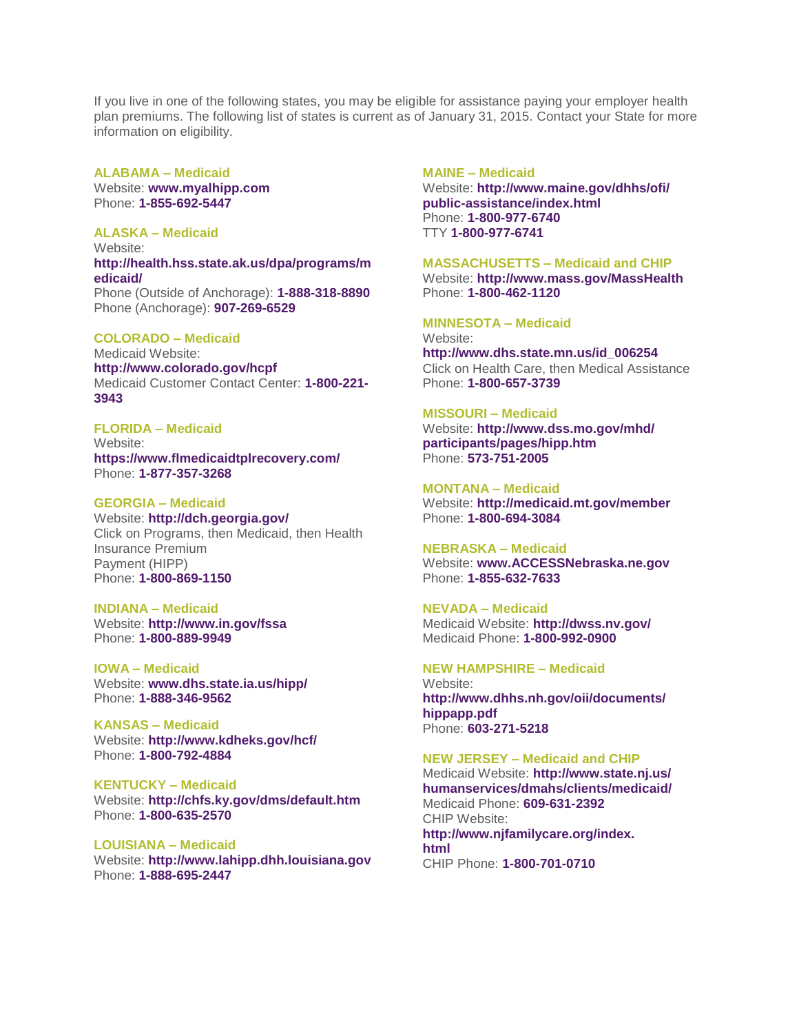If you live in one of the following states, you may be eligible for assistance paying your employer health plan premiums. The following list of states is current as of January 31, 2015. Contact your State for more information on eligibility.

**ALABAMA – Medicaid**
Website: **www.myalhipp.com**
Phone: **1-855-692-5447**

**ALASKA – Medicaid**
Website: **http://health.hss.state.ak.us/dpa/programs/medicaid/**
Phone (Outside of Anchorage): **1-888-318-8890**
Phone (Anchorage): **907-269-6529**

**COLORADO – Medicaid**
Medicaid Website: **http://www.colorado.gov/hcpf**
Medicaid Customer Contact Center: **1-800-221-3943**

**FLORIDA – Medicaid**
Website: **https://www.flmedicaidtplrecovery.com/**
Phone: **1-877-357-3268**

**GEORGIA – Medicaid**
Website: **http://dch.georgia.gov/**
Click on Programs, then Medicaid, then Health Insurance Premium Payment (HIPP)
Phone: **1-800-869-1150**

**INDIANA – Medicaid**
Website: **http://www.in.gov/fssa**
Phone: **1-800-889-9949**

**IOWA – Medicaid**
Website: **www.dhs.state.ia.us/hipp/**
Phone: **1-888-346-9562**

**KANSAS – Medicaid**
Website: **http://www.kdheks.gov/hcf/**
Phone: **1-800-792-4884**

**KENTUCKY – Medicaid**
Website: **http://chfs.ky.gov/dms/default.htm**
Phone: **1-800-635-2570**

**LOUISIANA – Medicaid**
Website: **http://www.lahipp.dhh.louisiana.gov**
Phone: **1-888-695-2447**

**MAINE – Medicaid**
Website: **http://www.maine.gov/dhhs/ofi/public-assistance/index.html**
Phone: **1-800-977-6740**
TTY **1-800-977-6741**

**MASSACHUSETTS – Medicaid and CHIP**
Website: **http://www.mass.gov/MassHealth**
Phone: **1-800-462-1120**

**MINNESOTA – Medicaid**
Website: **http://www.dhs.state.mn.us/id_006254**
Click on Health Care, then Medical Assistance
Phone: **1-800-657-3739**

**MISSOURI – Medicaid**
Website: **http://www.dss.mo.gov/mhd/participants/pages/hipp.htm**
Phone: **573-751-2005**

**MONTANA – Medicaid**
Website: **http://medicaid.mt.gov/member**
Phone: **1-800-694-3084**

**NEBRASKA – Medicaid**
Website: **www.ACCESSNebraska.ne.gov**
Phone: **1-855-632-7633**

**NEVADA – Medicaid**
Medicaid Website: **http://dwss.nv.gov/**
Medicaid Phone: **1-800-992-0900**

**NEW HAMPSHIRE – Medicaid**
Website: **http://www.dhhs.nh.gov/oii/documents/hippapp.pdf**
Phone: **603-271-5218**

**NEW JERSEY – Medicaid and CHIP**
Medicaid Website: **http://www.state.nj.us/humanservices/dmahs/clients/medicaid/**
Medicaid Phone: **609-631-2392**
CHIP Website: **http://www.njfamilycare.org/index.html**
CHIP Phone: **1-800-701-0710**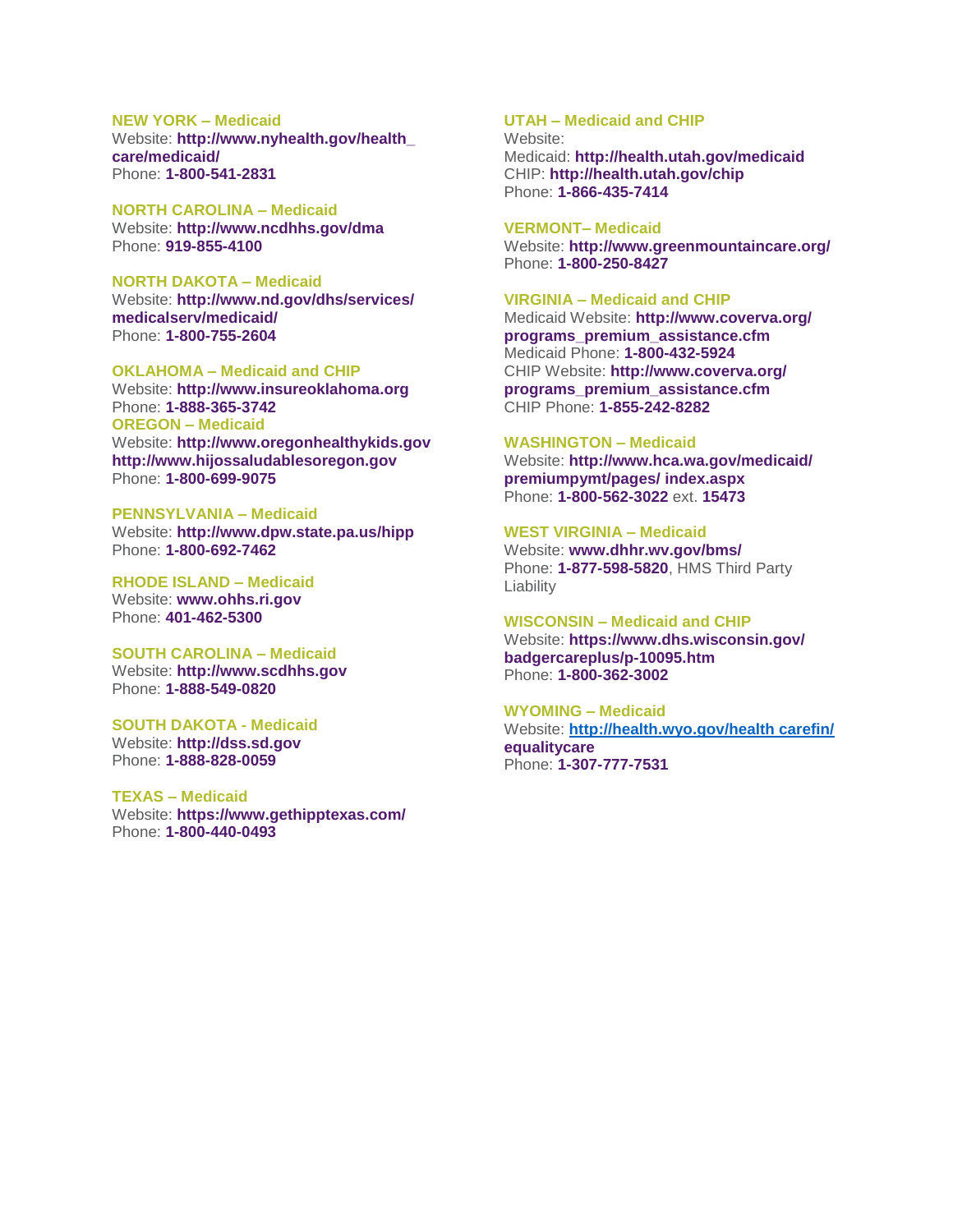**NEW YORK – Medicaid**
Website: **http://www.nyhealth.gov/health_care/medicaid/**
Phone: **1-800-541-2831**

**NORTH CAROLINA – Medicaid**
Website: **http://www.ncdhhs.gov/dma**
Phone: **919-855-4100**

**NORTH DAKOTA – Medicaid**
Website: **http://www.nd.gov/dhs/services/medicalserv/medicaid/**
Phone: **1-800-755-2604**

**OKLAHOMA – Medicaid and CHIP**
Website: **http://www.insureoklahoma.org**
Phone: **1-888-365-3742**

**OREGON – Medicaid**
Website: **http://www.oregonhealthykids.gov**
**http://www.hijossaludablesoregon.gov**
Phone: **1-800-699-9075**

**PENNSYLVANIA – Medicaid**
Website: **http://www.dpw.state.pa.us/hipp**
Phone: **1-800-692-7462**

**RHODE ISLAND – Medicaid**
Website: **www.ohhs.ri.gov**
Phone: **401-462-5300**

**SOUTH CAROLINA – Medicaid**
Website: **http://www.scdhhs.gov**
Phone: **1-888-549-0820**

**SOUTH DAKOTA - Medicaid**
Website: **http://dss.sd.gov**
Phone: **1-888-828-0059**

**TEXAS – Medicaid**
Website: **https://www.gethipptexas.com/**
Phone: **1-800-440-0493**

**UTAH – Medicaid and CHIP**
Website:
Medicaid: **http://health.utah.gov/medicaid**
CHIP: **http://health.utah.gov/chip**
Phone: **1-866-435-7414**

**VERMONT– Medicaid**
Website: **http://www.greenmountaincare.org/**
Phone: **1-800-250-8427**

**VIRGINIA – Medicaid and CHIP**
Medicaid Website: **http://www.coverva.org/programs_premium_assistance.cfm**
Medicaid Phone: **1-800-432-5924**
CHIP Website: **http://www.coverva.org/programs_premium_assistance.cfm**
CHIP Phone: **1-855-242-8282**

**WASHINGTON – Medicaid**
Website: **http://www.hca.wa.gov/medicaid/premiumpymt/pages/ index.aspx**
Phone: **1-800-562-3022** ext. **15473**

**WEST VIRGINIA – Medicaid**
Website: **www.dhhr.wv.gov/bms/**
Phone: **1-877-598-5820**, HMS Third Party Liability

**WISCONSIN – Medicaid and CHIP**
Website: **https://www.dhs.wisconsin.gov/badgercareplus/p-10095.htm**
Phone: **1-800-362-3002**

**WYOMING – Medicaid**
Website: **http://health.wyo.gov/health carefin/equalitycare**
Phone: **1-307-777-7531**